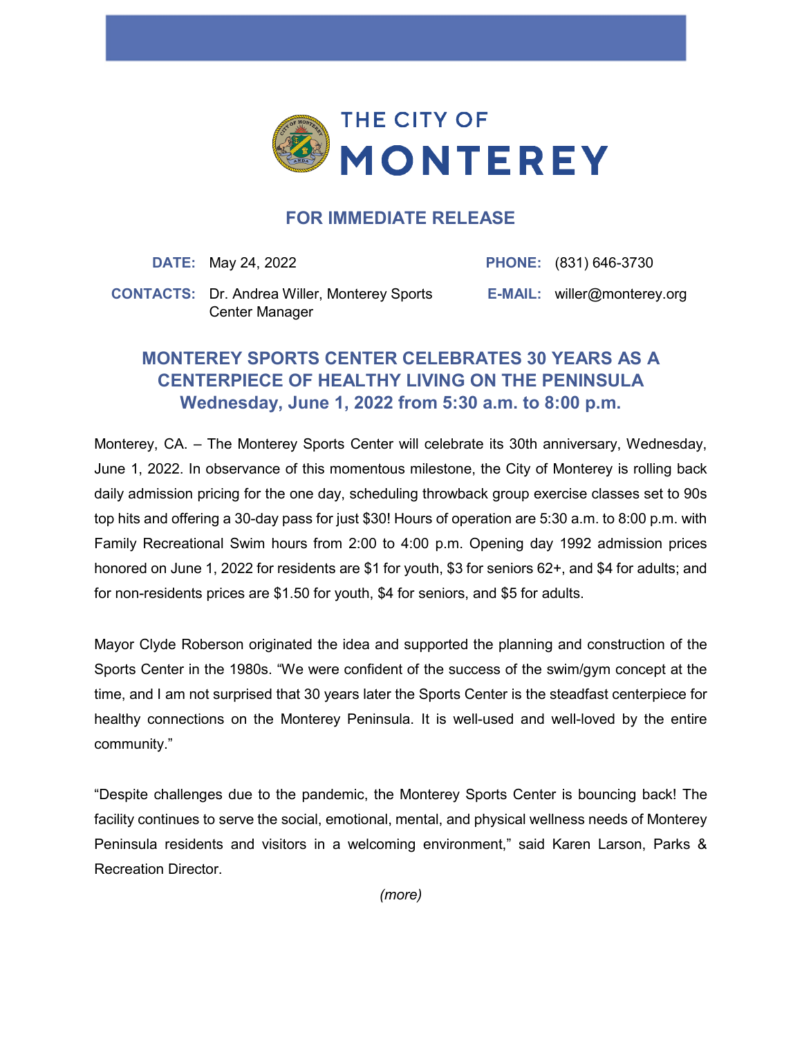THE CITY OF

# MONTEREY

## FOR IMMEDIATE RELEASE

| | | | |
|---|---|---|---|
| **DATE:** | May 24, 2022 | **PHONE:** | (831) 646-3730 |
| **CONTACTS:** | Dr. Andrea Willer, Monterey Sports Center Manager | **E-MAIL:** | willer@monterey.org |

## MONTEREY SPORTS CENTER CELEBRATES 30 YEARS AS A CENTERPIECE OF HEALTHY LIVING ON THE PENINSULA
## Wednesday, June 1, 2022 from 5:30 a.m. to 8:00 p.m.

Monterey, CA. – The Monterey Sports Center will celebrate its 30th anniversary, Wednesday, June 1, 2022. In observance of this momentous milestone, the City of Monterey is rolling back daily admission pricing for the one day, scheduling throwback group exercise classes set to 90s top hits and offering a 30-day pass for just $30! Hours of operation are 5:30 a.m. to 8:00 p.m. with Family Recreational Swim hours from 2:00 to 4:00 p.m. Opening day 1992 admission prices honored on June 1, 2022 for residents are $1 for youth, $3 for seniors 62+, and $4 for adults; and for non-residents prices are $1.50 for youth, $4 for seniors, and $5 for adults.

Mayor Clyde Roberson originated the idea and supported the planning and construction of the Sports Center in the 1980s. "We were confident of the success of the swim/gym concept at the time, and I am not surprised that 30 years later the Sports Center is the steadfast centerpiece for healthy connections on the Monterey Peninsula. It is well-used and well-loved by the entire community."

"Despite challenges due to the pandemic, the Monterey Sports Center is bouncing back! The facility continues to serve the social, emotional, mental, and physical wellness needs of Monterey Peninsula residents and visitors in a welcoming environment," said Karen Larson, Parks & Recreation Director.

*(more)*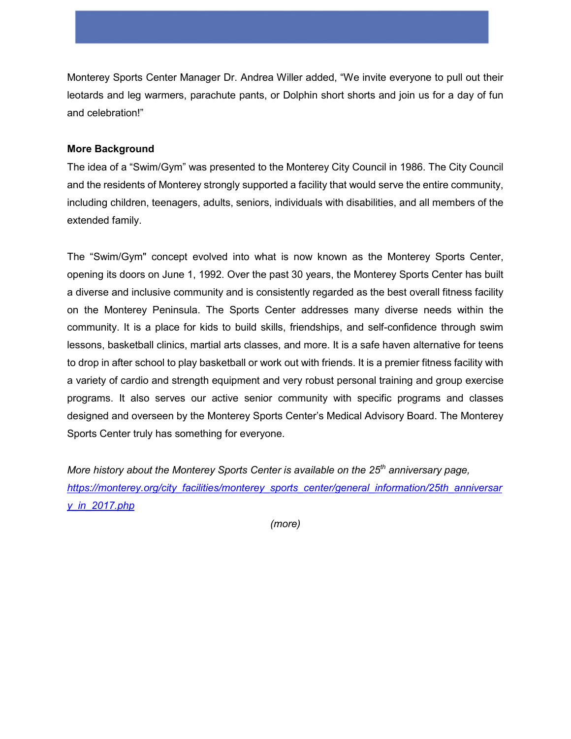Monterey Sports Center Manager Dr. Andrea Willer added, "We invite everyone to pull out their leotards and leg warmers, parachute pants, or Dolphin short shorts and join us for a day of fun and celebration!"

**More Background**

The idea of a "Swim/Gym" was presented to the Monterey City Council in 1986. The City Council and the residents of Monterey strongly supported a facility that would serve the entire community, including children, teenagers, adults, seniors, individuals with disabilities, and all members of the extended family.

The "Swim/Gym" concept evolved into what is now known as the Monterey Sports Center, opening its doors on June 1, 1992. Over the past 30 years, the Monterey Sports Center has built a diverse and inclusive community and is consistently regarded as the best overall fitness facility on the Monterey Peninsula. The Sports Center addresses many diverse needs within the community. It is a place for kids to build skills, friendships, and self-confidence through swim lessons, basketball clinics, martial arts classes, and more. It is a safe haven alternative for teens to drop in after school to play basketball or work out with friends. It is a premier fitness facility with a variety of cardio and strength equipment and very robust personal training and group exercise programs. It also serves our active senior community with specific programs and classes designed and overseen by the Monterey Sports Center's Medical Advisory Board. The Monterey Sports Center truly has something for everyone.

*More history about the Monterey Sports Center is available on the 25th anniversary page, [https://monterey.org/city_facilities/monterey_sports_center/general_information/25th_anniversary_in_2017.php](https://monterey.org/city_facilities/monterey_sports_center/general_information/25th_anniversary_in_2017.php)*

*(more)*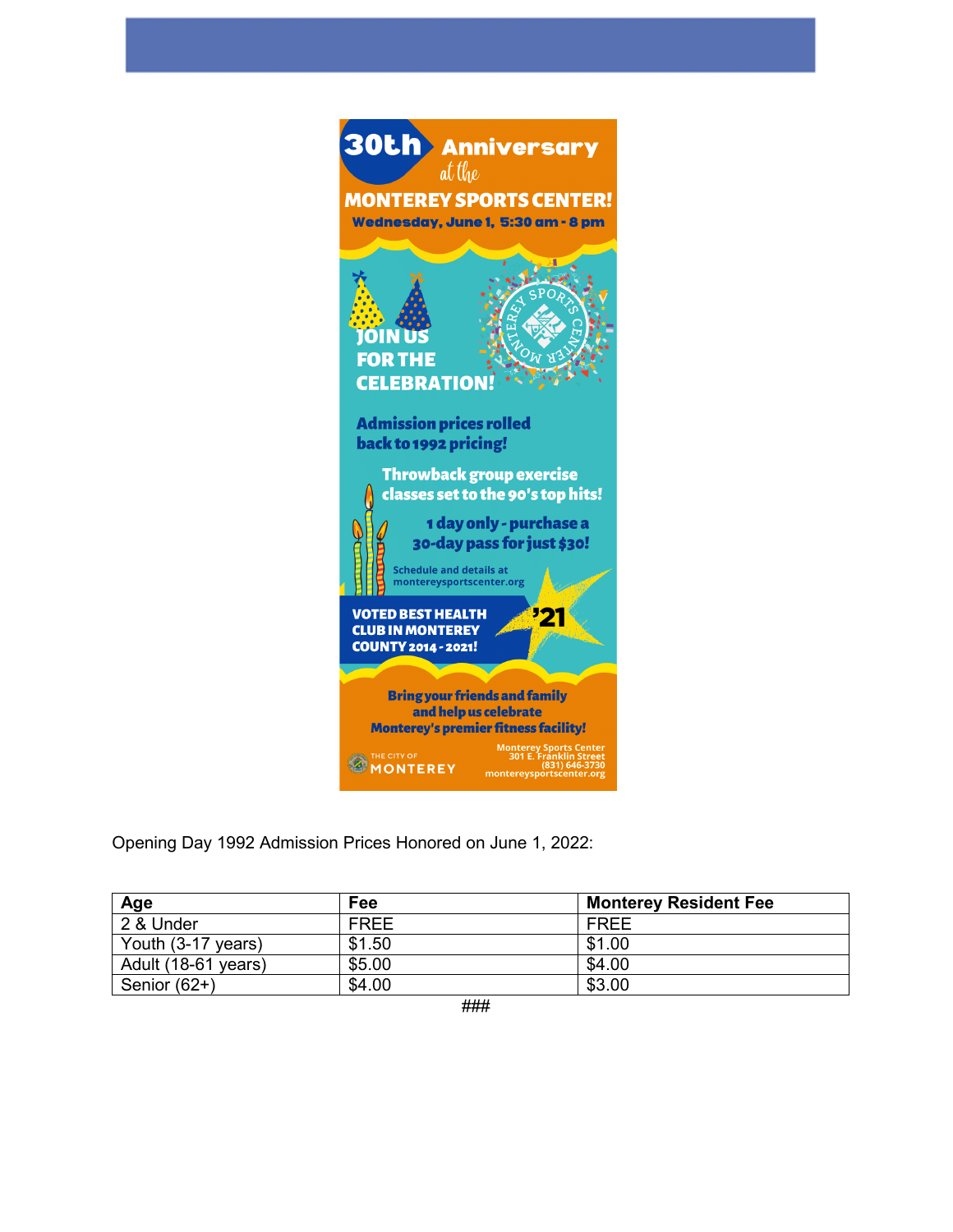**30th Anniversary at the MONTEREY SPORTS CENTER!**

**Wednesday, June 1, 5:30 am - 8 pm**

**JOIN US FOR THE CELEBRATION!**

MONTEREY SPORTS CENTER

**Admission prices rolled back to 1992 pricing!**

**Throwback group exercise classes set to the 90's top hits!**

**1 day only - purchase a 30-day pass for just $30!**

Schedule and details at montereysportscenter.org

**VOTED BEST HEALTH CLUB IN MONTEREY COUNTY 2014 - 2021!** '21

**Bring your friends and family and help us celebrate Monterey's premier fitness facility!**

THE CITY OF MONTEREY

Monterey Sports Center
301 E. Franklin Street
(831) 646-3730
montereysportscenter.org

Opening Day 1992 Admission Prices Honored on June 1, 2022:

| Age | Fee | Monterey Resident Fee |
|---|---|---|
| 2 & Under | FREE | FREE |
| Youth (3-17 years) | $1.50 | $1.00 |
| Adult (18-61 years) | $5.00 | $4.00 |
| Senior (62+) | $4.00 | $3.00 |

###